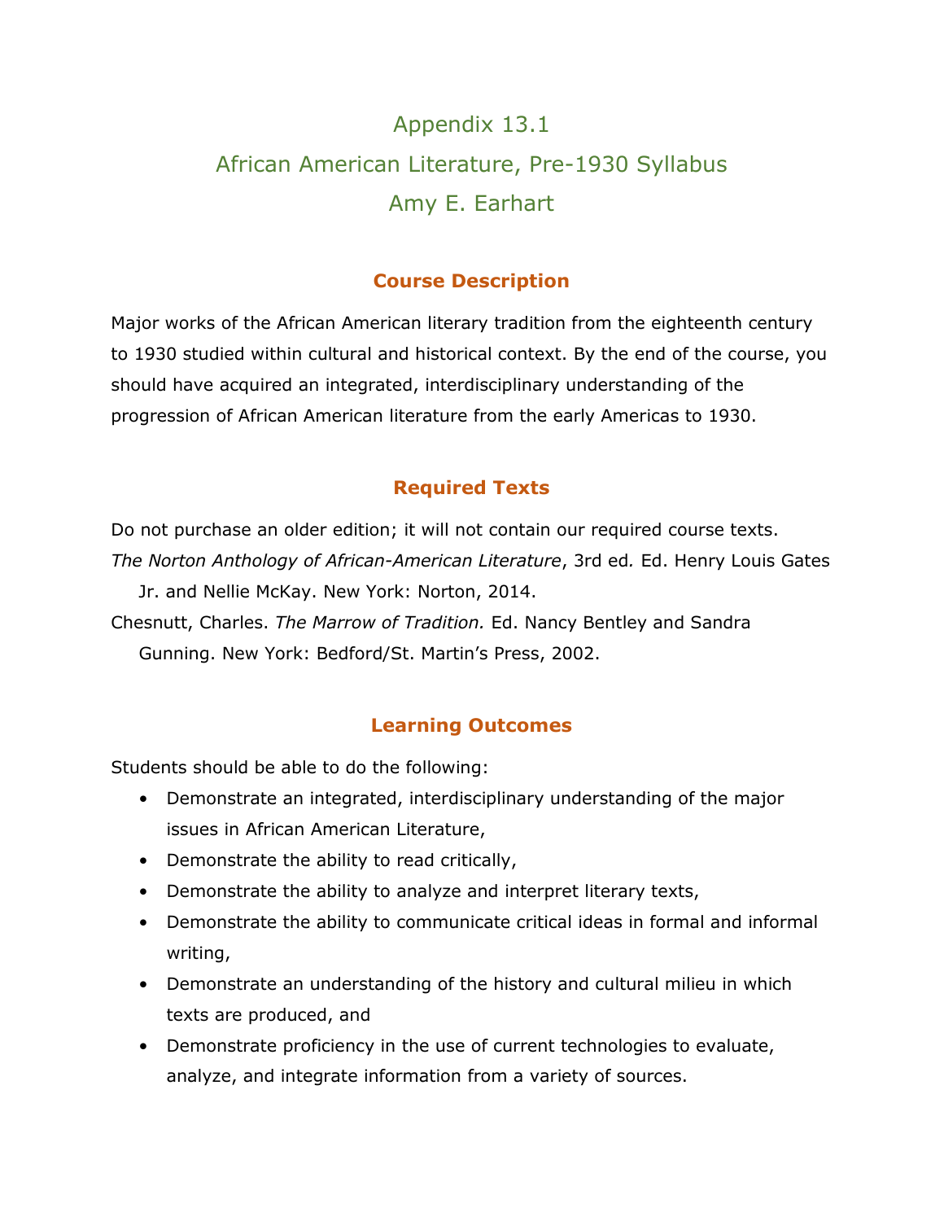# Appendix 13.1

# African American Literature, Pre-1930 Syllabus

# Amy E. Earhart

## Course Description

Major works of the African American literary tradition from the eighteenth century to 1930 studied within cultural and historical context. By the end of the course, you should have acquired an integrated, interdisciplinary understanding of the progression of African American literature from the early Americas to 1930.

## Required Texts

Do not purchase an older edition; it will not contain our required course texts.

*The Norton Anthology of African-American Literature*, 3rd ed. Ed. Henry Louis Gates Jr. and Nellie McKay. New York: Norton, 2014.

Chesnutt, Charles. *The Marrow of Tradition.* Ed. Nancy Bentley and Sandra Gunning. New York: Bedford/St. Martin's Press, 2002.

## Learning Outcomes

Students should be able to do the following:

- Demonstrate an integrated, interdisciplinary understanding of the major issues in African American Literature,
- Demonstrate the ability to read critically,
- Demonstrate the ability to analyze and interpret literary texts,
- Demonstrate the ability to communicate critical ideas in formal and informal writing,
- Demonstrate an understanding of the history and cultural milieu in which texts are produced, and
- Demonstrate proficiency in the use of current technologies to evaluate, analyze, and integrate information from a variety of sources.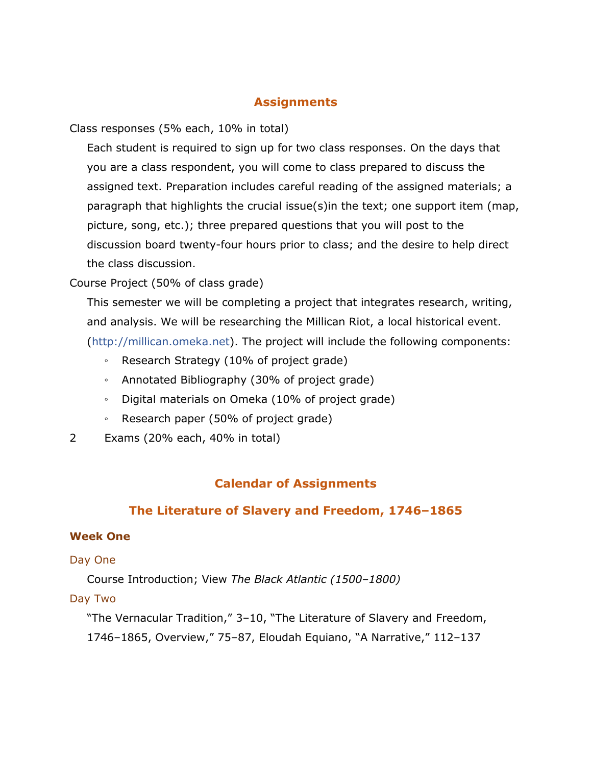## Assignments

Class responses (5% each, 10% in total)

Each student is required to sign up for two class responses. On the days that you are a class respondent, you will come to class prepared to discuss the assigned text. Preparation includes careful reading of the assigned materials; a paragraph that highlights the crucial issue(s)in the text; one support item (map, picture, song, etc.); three prepared questions that you will post to the discussion board twenty-four hours prior to class; and the desire to help direct the class discussion.

Course Project (50% of class grade)

This semester we will be completing a project that integrates research, writing, and analysis. We will be researching the Millican Riot, a local historical event. (http://millican.omeka.net). The project will include the following components:

- Research Strategy (10% of project grade)
- Annotated Bibliography (30% of project grade)
- Digital materials on Omeka (10% of project grade)
- Research paper (50% of project grade)

2 Exams (20% each, 40% in total)

## Calendar of Assignments

## The Literature of Slavery and Freedom, 1746–1865

### Week One

Day One

Course Introduction; View *The Black Atlantic (1500–1800)*

Day Two

“The Vernacular Tradition,” 3–10, “The Literature of Slavery and Freedom, 1746–1865, Overview,” 75–87, Eloudah Equiano, “A Narrative,” 112–137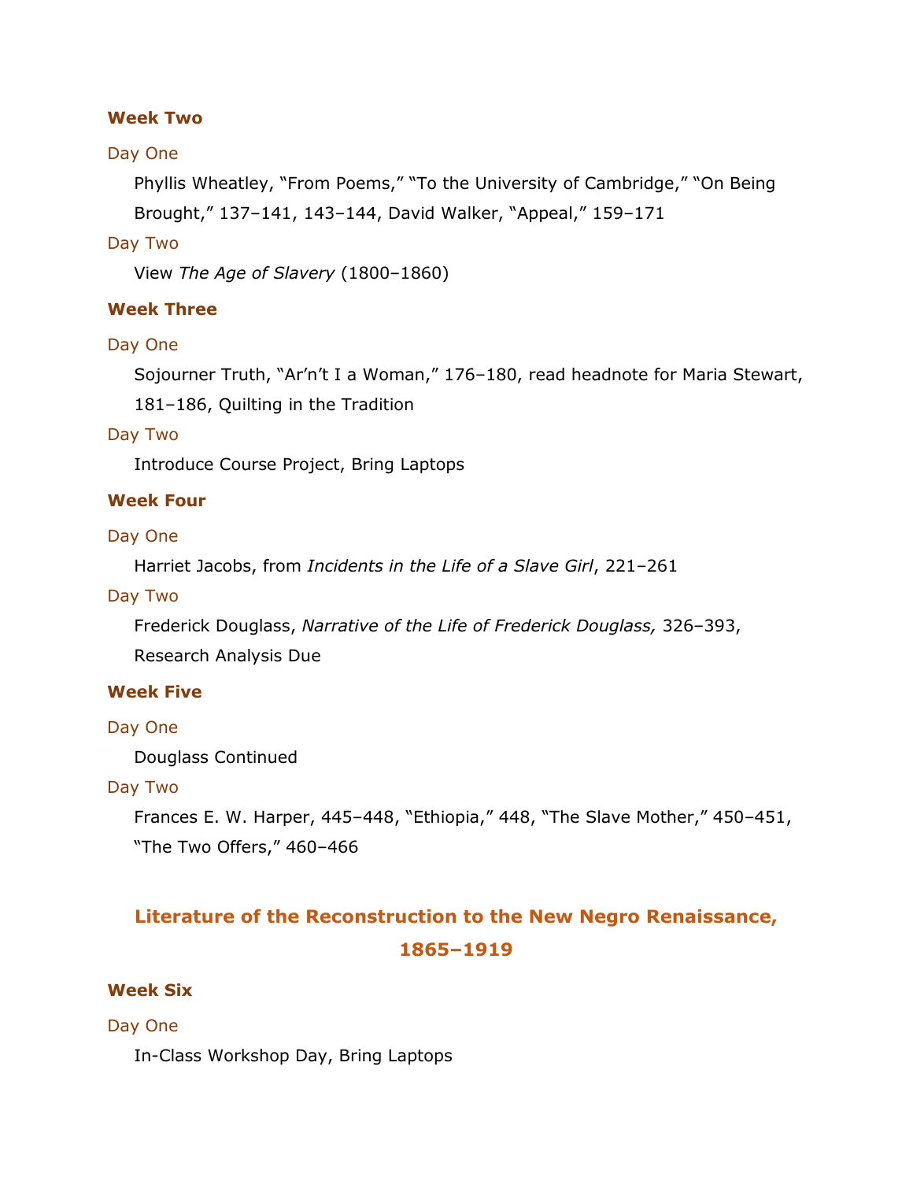### Week Two

Day One

Phyllis Wheatley, “From Poems,” “To the University of Cambridge,” “On Being Brought,” 137–141, 143–144, David Walker, “Appeal,” 159–171

Day Two

View *The Age of Slavery* (1800–1860)

### Week Three

Day One

Sojourner Truth, “Ar’n’t I a Woman,” 176–180, read headnote for Maria Stewart, 181–186, Quilting in the Tradition

Day Two

Introduce Course Project, Bring Laptops

### Week Four

Day One

Harriet Jacobs, from *Incidents in the Life of a Slave Girl*, 221–261

Day Two

Frederick Douglass, *Narrative of the Life of Frederick Douglass,* 326–393, Research Analysis Due

### Week Five

Day One

Douglass Continued

Day Two

Frances E. W. Harper, 445–448, “Ethiopia,” 448, “The Slave Mother,” 450–451, “The Two Offers,” 460–466

## Literature of the Reconstruction to the New Negro Renaissance, 1865–1919

### Week Six

Day One

In-Class Workshop Day, Bring Laptops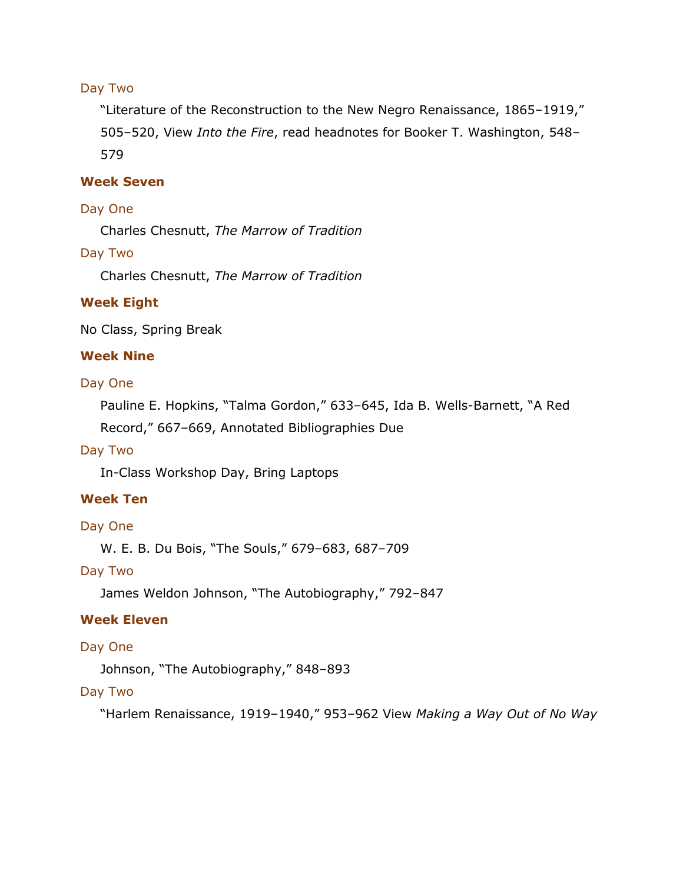#### Day Two

"Literature of the Reconstruction to the New Negro Renaissance, 1865–1919," 505–520, View *Into the Fire*, read headnotes for Booker T. Washington, 548–579

### Week Seven

#### Day One

Charles Chesnutt, *The Marrow of Tradition*

#### Day Two

Charles Chesnutt, *The Marrow of Tradition*

### Week Eight

No Class, Spring Break

### Week Nine

#### Day One

Pauline E. Hopkins, "Talma Gordon," 633–645, Ida B. Wells-Barnett, "A Red Record," 667–669, Annotated Bibliographies Due

#### Day Two

In-Class Workshop Day, Bring Laptops

### Week Ten

#### Day One

W. E. B. Du Bois, "The Souls," 679–683, 687–709

#### Day Two

James Weldon Johnson, "The Autobiography," 792–847

### Week Eleven

#### Day One

Johnson, "The Autobiography," 848–893

#### Day Two

"Harlem Renaissance, 1919–1940," 953–962 View *Making a Way Out of No Way*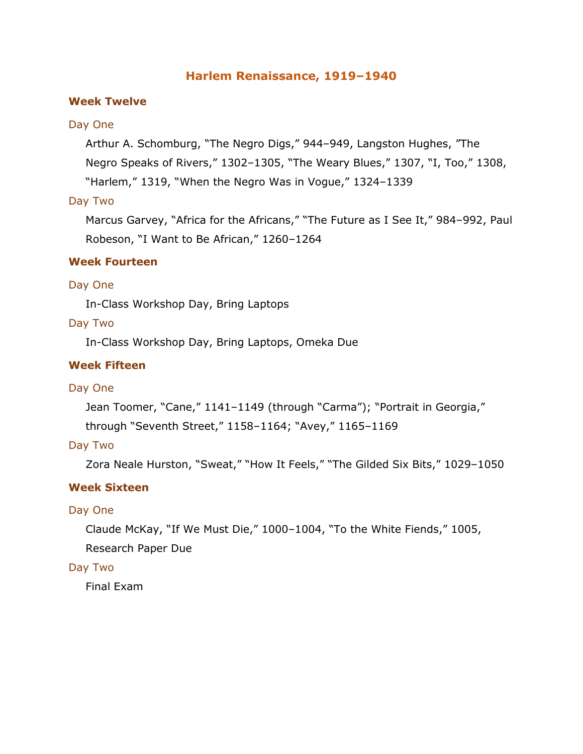## Harlem Renaissance, 1919–1940

### Week Twelve

Day One

Arthur A. Schomburg, "The Negro Digs," 944–949, Langston Hughes, "The Negro Speaks of Rivers," 1302–1305, "The Weary Blues," 1307, "I, Too," 1308, "Harlem," 1319, "When the Negro Was in Vogue," 1324–1339

Day Two

Marcus Garvey, "Africa for the Africans," "The Future as I See It," 984–992, Paul Robeson, "I Want to Be African," 1260–1264

### Week Fourteen

Day One

In-Class Workshop Day, Bring Laptops

Day Two

In-Class Workshop Day, Bring Laptops, Omeka Due

### Week Fifteen

Day One

Jean Toomer, "Cane," 1141–1149 (through "Carma"); "Portrait in Georgia," through "Seventh Street," 1158–1164; "Avey," 1165–1169

Day Two

Zora Neale Hurston, "Sweat," "How It Feels," "The Gilded Six Bits," 1029–1050

### Week Sixteen

Day One

Claude McKay, "If We Must Die," 1000–1004, "To the White Fiends," 1005, Research Paper Due

Day Two

Final Exam